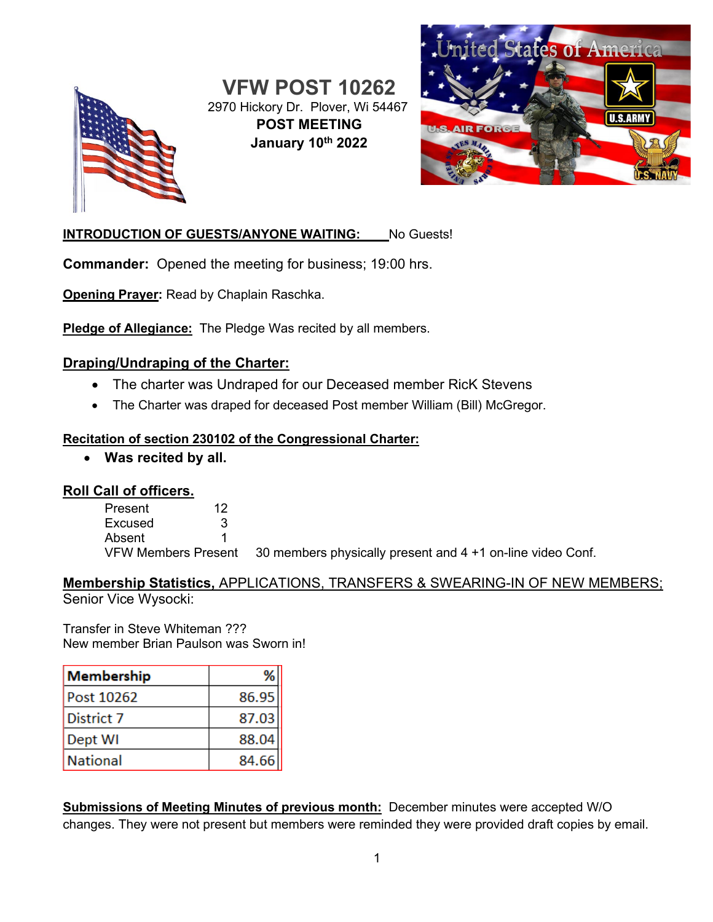# VFW POST 10262

2970 Hickory Dr. Plover, Wi 54467

**POST MEETING**

**January 10th 2022**

**INTRODUCTION OF GUESTS/ANYONE WAITING:** No Guests!

**Commander:** Opened the meeting for business; 19:00 hrs.

**Opening Prayer:** Read by Chaplain Raschka.

**Pledge of Allegiance:** The Pledge Was recited by all members.

## Draping/Undraping of the Charter:

- The charter was Undraped for our Deceased member RicK Stevens
- The Charter was draped for deceased Post member William (Bill) McGregor.

## Recitation of section 230102 of the Congressional Charter:

- **Was recited by all.**

## Roll Call of officers.

Present 12
Excused 3
Absent 1
VFW Members Present 30 members physically present and 4 +1 on-line video Conf.

## Membership Statistics, APPLICATIONS, TRANSFERS & SWEARING-IN OF NEW MEMBERS;

Senior Vice Wysocki:

Transfer in Steve Whiteman ???
New member Brian Paulson was Sworn in!

| Membership | % |
|---|---|
| Post 10262 | 86.95 |
| District 7 | 87.03 |
| Dept WI | 88.04 |
| National | 84.66 |

**Submissions of Meeting Minutes of previous month:** December minutes were accepted W/O changes. They were not present but members were reminded they were provided draft copies by email.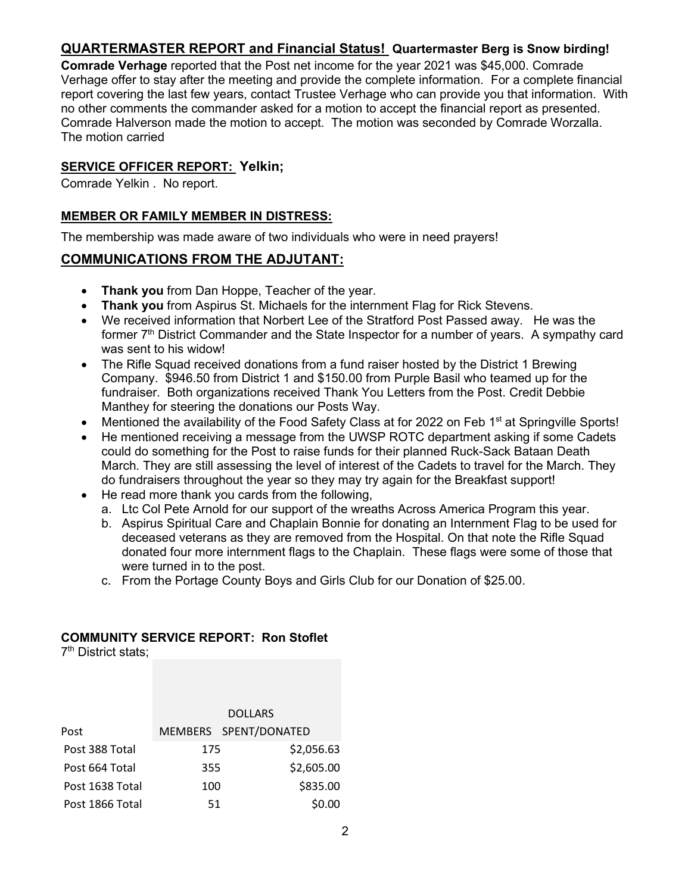## QUARTERMASTER REPORT and Financial Status! **Quartermaster Berg is Snow birding!**

**Comrade Verhage** reported that the Post net income for the year 2021 was $45,000. Comrade Verhage offer to stay after the meeting and provide the complete information. For a complete financial report covering the last few years, contact Trustee Verhage who can provide you that information. With no other comments the commander asked for a motion to accept the financial report as presented. Comrade Halverson made the motion to accept. The motion was seconded by Comrade Worzalla. The motion carried

### SERVICE OFFICER REPORT: Yelkin;

Comrade Yelkin . No report.

### MEMBER OR FAMILY MEMBER IN DISTRESS:

The membership was made aware of two individuals who were in need prayers!

## COMMUNICATIONS FROM THE ADJUTANT:

- **Thank you** from Dan Hoppe, Teacher of the year.
- **Thank you** from Aspirus St. Michaels for the internment Flag for Rick Stevens.
- We received information that Norbert Lee of the Stratford Post Passed away. He was the former 7th District Commander and the State Inspector for a number of years. A sympathy card was sent to his widow!
- The Rifle Squad received donations from a fund raiser hosted by the District 1 Brewing Company. $946.50 from District 1 and $150.00 from Purple Basil who teamed up for the fundraiser. Both organizations received Thank You Letters from the Post. Credit Debbie Manthey for steering the donations our Posts Way.
- Mentioned the availability of the Food Safety Class at for 2022 on Feb 1st at Springville Sports!
- He mentioned receiving a message from the UWSP ROTC department asking if some Cadets could do something for the Post to raise funds for their planned Ruck-Sack Bataan Death March. They are still assessing the level of interest of the Cadets to travel for the March. They do fundraisers throughout the year so they may try again for the Breakfast support!
- He read more thank you cards from the following,
  a. Ltc Col Pete Arnold for our support of the wreaths Across America Program this year.
  b. Aspirus Spiritual Care and Chaplain Bonnie for donating an Internment Flag to be used for deceased veterans as they are removed from the Hospital. On that note the Rifle Squad donated four more internment flags to the Chaplain. These flags were some of those that were turned in to the post.
  c. From the Portage County Boys and Girls Club for our Donation of $25.00.

### COMMUNITY SERVICE REPORT: Ron Stoflet

7th District stats;

| Post | MEMBERS | DOLLARS SPENT/DONATED |
|---|---|---|
| Post 388 Total | 175 | $2,056.63 |
| Post 664 Total | 355 | $2,605.00 |
| Post 1638 Total | 100 | $835.00 |
| Post 1866 Total | 51 | $0.00 |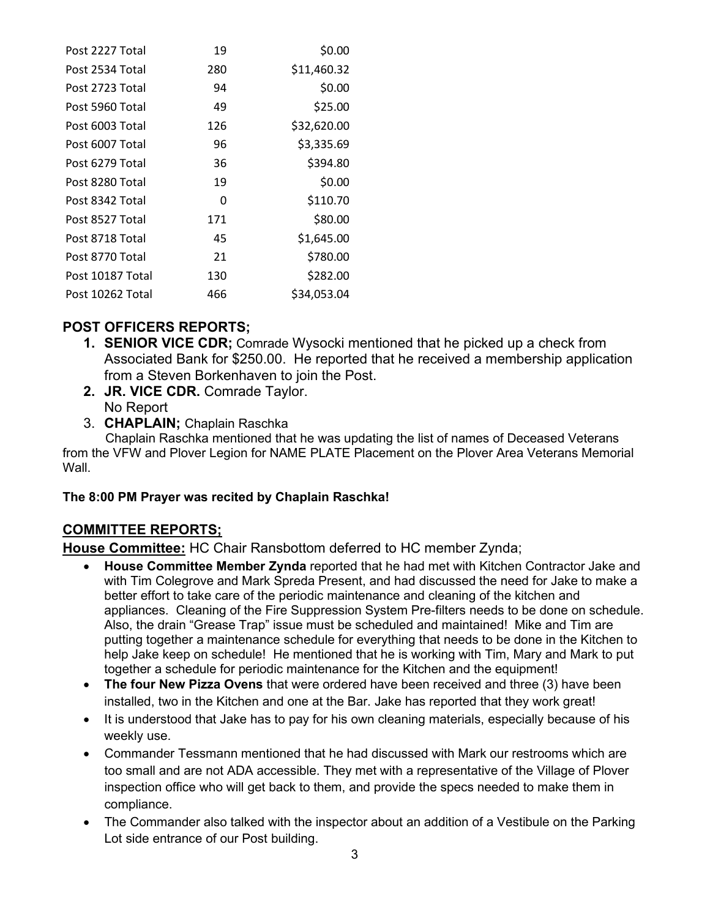| | | |
|---|---|---|
| Post 2227 Total | 19 | $0.00 |
| Post 2534 Total | 280 | $11,460.32 |
| Post 2723 Total | 94 | $0.00 |
| Post 5960 Total | 49 | $25.00 |
| Post 6003 Total | 126 | $32,620.00 |
| Post 6007 Total | 96 | $3,335.69 |
| Post 6279 Total | 36 | $394.80 |
| Post 8280 Total | 19 | $0.00 |
| Post 8342 Total | 0 | $110.70 |
| Post 8527 Total | 171 | $80.00 |
| Post 8718 Total | 45 | $1,645.00 |
| Post 8770 Total | 21 | $780.00 |
| Post 10187 Total | 130 | $282.00 |
| Post 10262 Total | 466 | $34,053.04 |

## POST OFFICERS REPORTS;

1. **SENIOR VICE CDR;** Comrade Wysocki mentioned that he picked up a check from Associated Bank for $250.00. He reported that he received a membership application from a Steven Borkenhaven to join the Post.
2. **JR. VICE CDR.** Comrade Taylor.
   No Report
3. **CHAPLAIN;** Chaplain Raschka

Chaplain Raschka mentioned that he was updating the list of names of Deceased Veterans from the VFW and Plover Legion for NAME PLATE Placement on the Plover Area Veterans Memorial Wall.

**The 8:00 PM Prayer was recited by Chaplain Raschka!**

## COMMITTEE REPORTS;

**House Committee:** HC Chair Ransbottom deferred to HC member Zynda;

- **House Committee Member Zynda** reported that he had met with Kitchen Contractor Jake and with Tim Colegrove and Mark Spreda Present, and had discussed the need for Jake to make a better effort to take care of the periodic maintenance and cleaning of the kitchen and appliances. Cleaning of the Fire Suppression System Pre-filters needs to be done on schedule. Also, the drain "Grease Trap" issue must be scheduled and maintained! Mike and Tim are putting together a maintenance schedule for everything that needs to be done in the Kitchen to help Jake keep on schedule! He mentioned that he is working with Tim, Mary and Mark to put together a schedule for periodic maintenance for the Kitchen and the equipment!
- **The four New Pizza Ovens** that were ordered have been received and three (3) have been installed, two in the Kitchen and one at the Bar. Jake has reported that they work great!
- It is understood that Jake has to pay for his own cleaning materials, especially because of his weekly use.
- Commander Tessmann mentioned that he had discussed with Mark our restrooms which are too small and are not ADA accessible. They met with a representative of the Village of Plover inspection office who will get back to them, and provide the specs needed to make them in compliance.
- The Commander also talked with the inspector about an addition of a Vestibule on the Parking Lot side entrance of our Post building.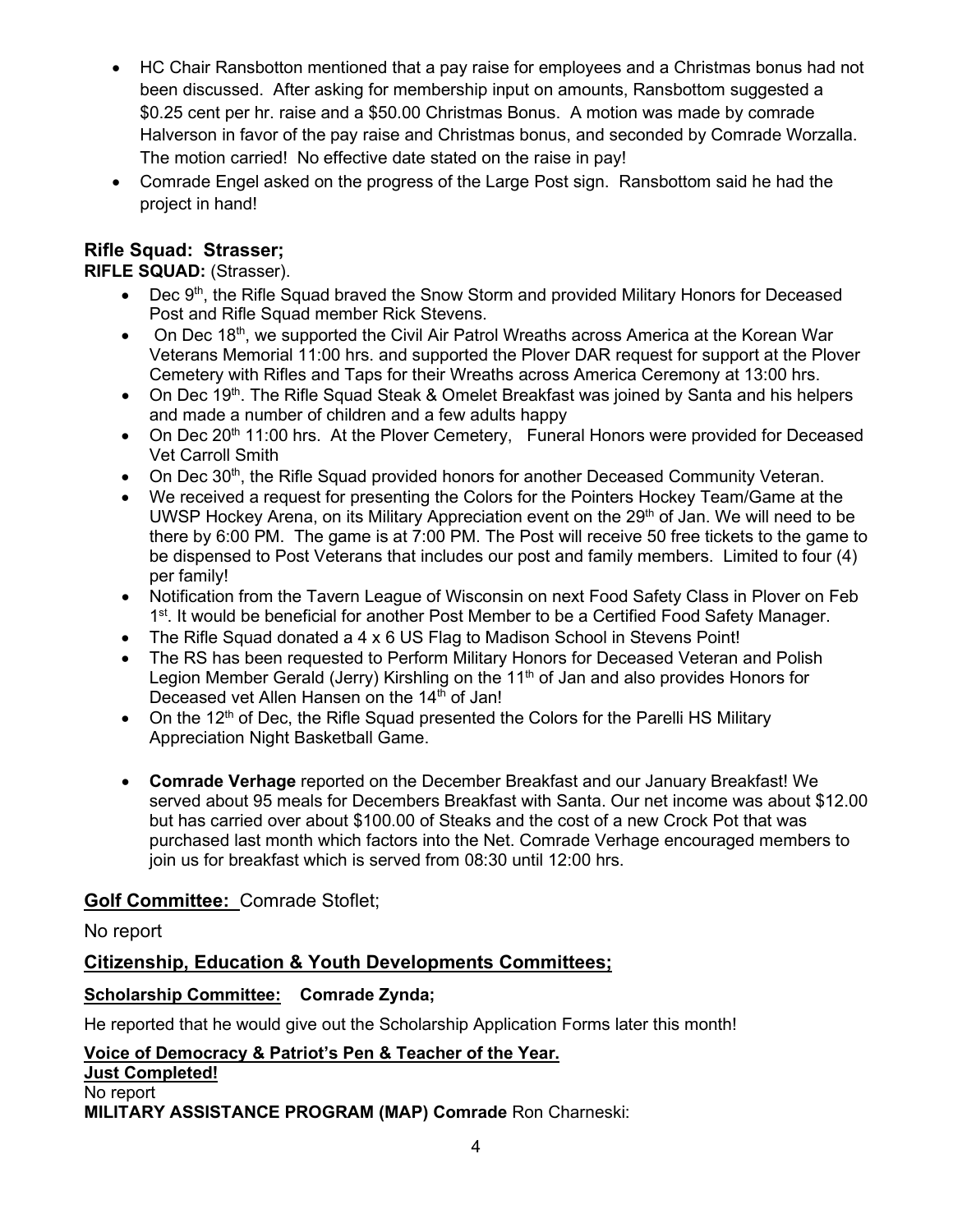- HC Chair Ransbotton mentioned that a pay raise for employees and a Christmas bonus had not been discussed. After asking for membership input on amounts, Ransbottom suggested a $0.25 cent per hr. raise and a $50.00 Christmas Bonus. A motion was made by comrade Halverson in favor of the pay raise and Christmas bonus, and seconded by Comrade Worzalla. The motion carried! No effective date stated on the raise in pay!
- Comrade Engel asked on the progress of the Large Post sign. Ransbottom said he had the project in hand!

### Rifle Squad: Strasser;

**RIFLE SQUAD:** (Strasser).

- Dec 9th, the Rifle Squad braved the Snow Storm and provided Military Honors for Deceased Post and Rifle Squad member Rick Stevens.
- On Dec 18th, we supported the Civil Air Patrol Wreaths across America at the Korean War Veterans Memorial 11:00 hrs. and supported the Plover DAR request for support at the Plover Cemetery with Rifles and Taps for their Wreaths across America Ceremony at 13:00 hrs.
- On Dec 19th. The Rifle Squad Steak & Omelet Breakfast was joined by Santa and his helpers and made a number of children and a few adults happy
- On Dec 20th 11:00 hrs. At the Plover Cemetery, Funeral Honors were provided for Deceased Vet Carroll Smith
- On Dec 30th, the Rifle Squad provided honors for another Deceased Community Veteran.
- We received a request for presenting the Colors for the Pointers Hockey Team/Game at the UWSP Hockey Arena, on its Military Appreciation event on the 29th of Jan. We will need to be there by 6:00 PM. The game is at 7:00 PM. The Post will receive 50 free tickets to the game to be dispensed to Post Veterans that includes our post and family members. Limited to four (4) per family!
- Notification from the Tavern League of Wisconsin on next Food Safety Class in Plover on Feb 1st. It would be beneficial for another Post Member to be a Certified Food Safety Manager.
- The Rifle Squad donated a 4 x 6 US Flag to Madison School in Stevens Point!
- The RS has been requested to Perform Military Honors for Deceased Veteran and Polish Legion Member Gerald (Jerry) Kirshling on the 11th of Jan and also provides Honors for Deceased vet Allen Hansen on the 14th of Jan!
- On the 12th of Dec, the Rifle Squad presented the Colors for the Parelli HS Military Appreciation Night Basketball Game.
- **Comrade Verhage** reported on the December Breakfast and our January Breakfast! We served about 95 meals for Decembers Breakfast with Santa. Our net income was about $12.00 but has carried over about $100.00 of Steaks and the cost of a new Crock Pot that was purchased last month which factors into the Net. Comrade Verhage encouraged members to join us for breakfast which is served from 08:30 until 12:00 hrs.

### Golf Committee: Comrade Stoflet;

No report

### Citizenship, Education & Youth Developments Committees;

**Scholarship Committee: Comrade Zynda;**

He reported that he would give out the Scholarship Application Forms later this month!

**Voice of Democracy & Patriot's Pen & Teacher of the Year.**
**Just Completed!**
No report
**MILITARY ASSISTANCE PROGRAM (MAP) Comrade** Ron Charneski: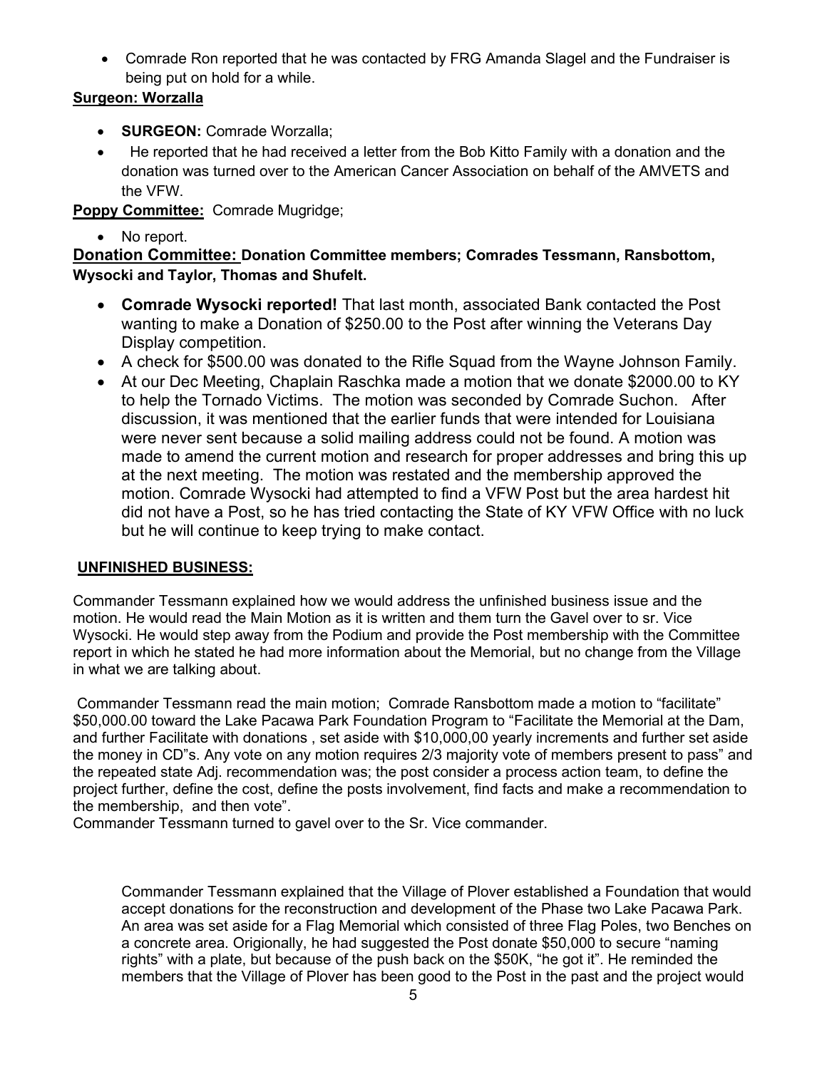- Comrade Ron reported that he was contacted by FRG Amanda Slagel and the Fundraiser is being put on hold for a while.

**Surgeon: Worzalla**

- **SURGEON:** Comrade Worzalla;
- He reported that he had received a letter from the Bob Kitto Family with a donation and the donation was turned over to the American Cancer Association on behalf of the AMVETS and the VFW.

**Poppy Committee:** Comrade Mugridge;

- No report.

**Donation Committee: Donation Committee members; Comrades Tessmann, Ransbottom, Wysocki and Taylor, Thomas and Shufelt.**

- **Comrade Wysocki reported!** That last month, associated Bank contacted the Post wanting to make a Donation of $250.00 to the Post after winning the Veterans Day Display competition.
- A check for $500.00 was donated to the Rifle Squad from the Wayne Johnson Family.
- At our Dec Meeting, Chaplain Raschka made a motion that we donate $2000.00 to KY to help the Tornado Victims. The motion was seconded by Comrade Suchon. After discussion, it was mentioned that the earlier funds that were intended for Louisiana were never sent because a solid mailing address could not be found. A motion was made to amend the current motion and research for proper addresses and bring this up at the next meeting. The motion was restated and the membership approved the motion. Comrade Wysocki had attempted to find a VFW Post but the area hardest hit did not have a Post, so he has tried contacting the State of KY VFW Office with no luck but he will continue to keep trying to make contact.

**UNFINISHED BUSINESS:**

Commander Tessmann explained how we would address the unfinished business issue and the motion. He would read the Main Motion as it is written and them turn the Gavel over to sr. Vice Wysocki. He would step away from the Podium and provide the Post membership with the Committee report in which he stated he had more information about the Memorial, but no change from the Village in what we are talking about.

Commander Tessmann read the main motion; Comrade Ransbottom made a motion to "facilitate" $50,000.00 toward the Lake Pacawa Park Foundation Program to "Facilitate the Memorial at the Dam, and further Facilitate with donations , set aside with $10,000,00 yearly increments and further set aside the money in CD"s. Any vote on any motion requires 2/3 majority vote of members present to pass" and the repeated state Adj. recommendation was; the post consider a process action team, to define the project further, define the cost, define the posts involvement, find facts and make a recommendation to the membership, and then vote".

Commander Tessmann turned to gavel over to the Sr. Vice commander.

Commander Tessmann explained that the Village of Plover established a Foundation that would accept donations for the reconstruction and development of the Phase two Lake Pacawa Park. An area was set aside for a Flag Memorial which consisted of three Flag Poles, two Benches on a concrete area. Origionally, he had suggested the Post donate $50,000 to secure "naming rights" with a plate, but because of the push back on the $50K, "he got it". He reminded the members that the Village of Plover has been good to the Post in the past and the project would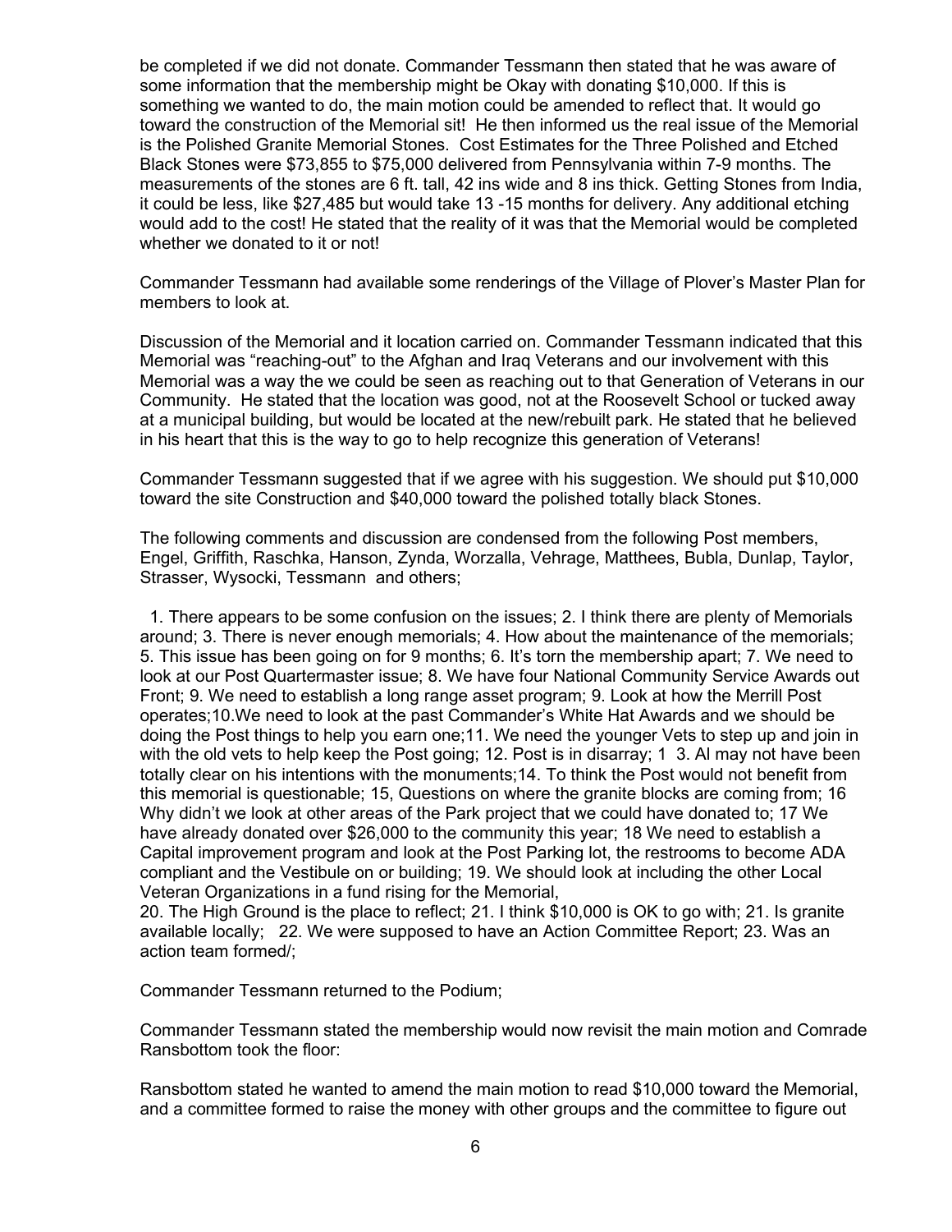be completed if we did not donate. Commander Tessmann then stated that he was aware of some information that the membership might be Okay with donating $10,000. If this is something we wanted to do, the main motion could be amended to reflect that. It would go toward the construction of the Memorial sit! He then informed us the real issue of the Memorial is the Polished Granite Memorial Stones. Cost Estimates for the Three Polished and Etched Black Stones were $73,855 to $75,000 delivered from Pennsylvania within 7-9 months. The measurements of the stones are 6 ft. tall, 42 ins wide and 8 ins thick. Getting Stones from India, it could be less, like $27,485 but would take 13 -15 months for delivery. Any additional etching would add to the cost! He stated that the reality of it was that the Memorial would be completed whether we donated to it or not!

Commander Tessmann had available some renderings of the Village of Plover's Master Plan for members to look at.

Discussion of the Memorial and it location carried on. Commander Tessmann indicated that this Memorial was "reaching-out" to the Afghan and Iraq Veterans and our involvement with this Memorial was a way the we could be seen as reaching out to that Generation of Veterans in our Community. He stated that the location was good, not at the Roosevelt School or tucked away at a municipal building, but would be located at the new/rebuilt park. He stated that he believed in his heart that this is the way to go to help recognize this generation of Veterans!

Commander Tessmann suggested that if we agree with his suggestion. We should put $10,000 toward the site Construction and $40,000 toward the polished totally black Stones.

The following comments and discussion are condensed from the following Post members, Engel, Griffith, Raschka, Hanson, Zynda, Worzalla, Vehrage, Matthees, Bubla, Dunlap, Taylor, Strasser, Wysocki, Tessmann and others;

1. There appears to be some confusion on the issues; 2. I think there are plenty of Memorials around; 3. There is never enough memorials; 4. How about the maintenance of the memorials; 5. This issue has been going on for 9 months; 6. It's torn the membership apart; 7. We need to look at our Post Quartermaster issue; 8. We have four National Community Service Awards out Front; 9. We need to establish a long range asset program; 9. Look at how the Merrill Post operates;10.We need to look at the past Commander's White Hat Awards and we should be doing the Post things to help you earn one;11. We need the younger Vets to step up and join in with the old vets to help keep the Post going; 12. Post is in disarray; 1 3. Al may not have been totally clear on his intentions with the monuments;14. To think the Post would not benefit from this memorial is questionable; 15, Questions on where the granite blocks are coming from; 16 Why didn't we look at other areas of the Park project that we could have donated to; 17 We have already donated over $26,000 to the community this year; 18 We need to establish a Capital improvement program and look at the Post Parking lot, the restrooms to become ADA compliant and the Vestibule on or building; 19. We should look at including the other Local Veteran Organizations in a fund rising for the Memorial,
20. The High Ground is the place to reflect; 21. I think $10,000 is OK to go with; 21. Is granite available locally; 22. We were supposed to have an Action Committee Report; 23. Was an action team formed/;

Commander Tessmann returned to the Podium;

Commander Tessmann stated the membership would now revisit the main motion and Comrade Ransbottom took the floor:

Ransbottom stated he wanted to amend the main motion to read $10,000 toward the Memorial, and a committee formed to raise the money with other groups and the committee to figure out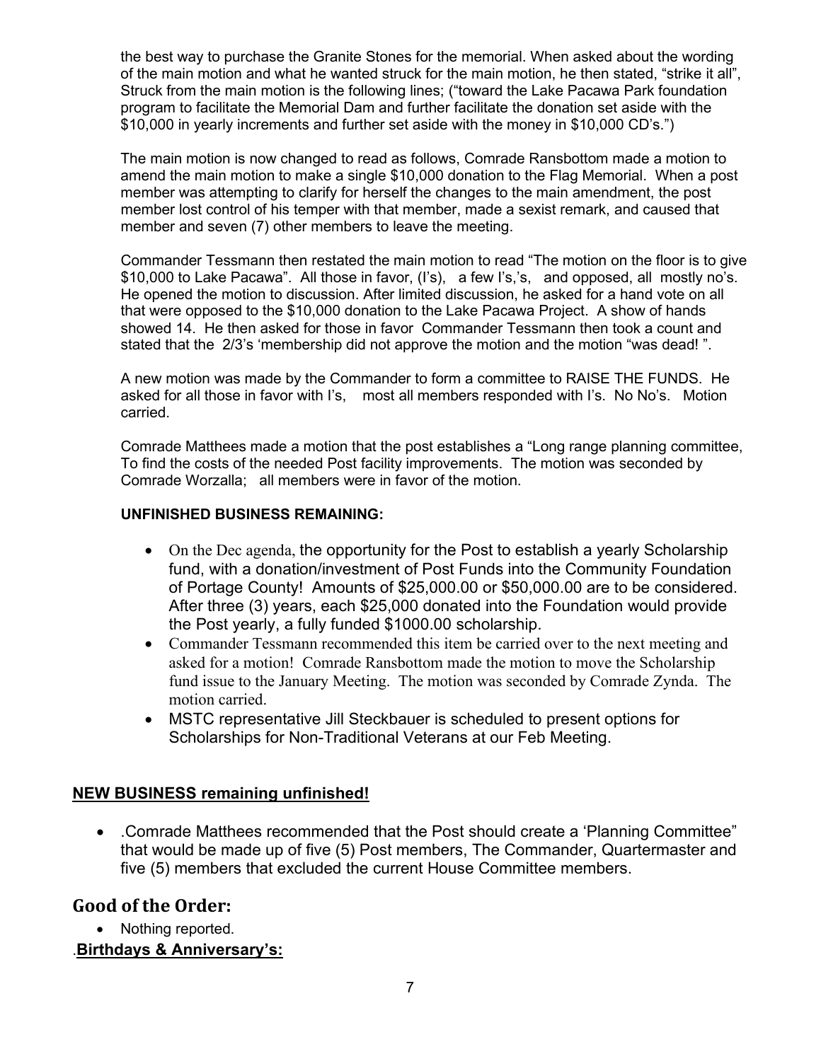the best way to purchase the Granite Stones for the memorial. When asked about the wording of the main motion and what he wanted struck for the main motion, he then stated, "strike it all", Struck from the main motion is the following lines; ("toward the Lake Pacawa Park foundation program to facilitate the Memorial Dam and further facilitate the donation set aside with the $10,000 in yearly increments and further set aside with the money in $10,000 CD's.")

The main motion is now changed to read as follows, Comrade Ransbottom made a motion to amend the main motion to make a single $10,000 donation to the Flag Memorial. When a post member was attempting to clarify for herself the changes to the main amendment, the post member lost control of his temper with that member, made a sexist remark, and caused that member and seven (7) other members to leave the meeting.

Commander Tessmann then restated the main motion to read "The motion on the floor is to give $10,000 to Lake Pacawa". All those in favor, (I's), a few I's,'s, and opposed, all mostly no's. He opened the motion to discussion. After limited discussion, he asked for a hand vote on all that were opposed to the $10,000 donation to the Lake Pacawa Project. A show of hands showed 14. He then asked for those in favor Commander Tessmann then took a count and stated that the 2/3's 'membership did not approve the motion and the motion "was dead! ".

A new motion was made by the Commander to form a committee to RAISE THE FUNDS. He asked for all those in favor with I's, most all members responded with I's. No No's. Motion carried.

Comrade Matthees made a motion that the post establishes a "Long range planning committee, To find the costs of the needed Post facility improvements. The motion was seconded by Comrade Worzalla; all members were in favor of the motion.

**UNFINISHED BUSINESS REMAINING:**

- On the Dec agenda, the opportunity for the Post to establish a yearly Scholarship fund, with a donation/investment of Post Funds into the Community Foundation of Portage County! Amounts of $25,000.00 or $50,000.00 are to be considered. After three (3) years, each $25,000 donated into the Foundation would provide the Post yearly, a fully funded $1000.00 scholarship.
- Commander Tessmann recommended this item be carried over to the next meeting and asked for a motion! Comrade Ransbottom made the motion to move the Scholarship fund issue to the January Meeting. The motion was seconded by Comrade Zynda. The motion carried.
- MSTC representative Jill Steckbauer is scheduled to present options for Scholarships for Non-Traditional Veterans at our Feb Meeting.

**<u>NEW BUSINESS remaining unfinished!</u>**

- .Comrade Matthees recommended that the Post should create a 'Planning Committee" that would be made up of five (5) Post members, The Commander, Quartermaster and five (5) members that excluded the current House Committee members.

## Good of the Order:

- Nothing reported.

.**<u>Birthdays & Anniversary's:</u>**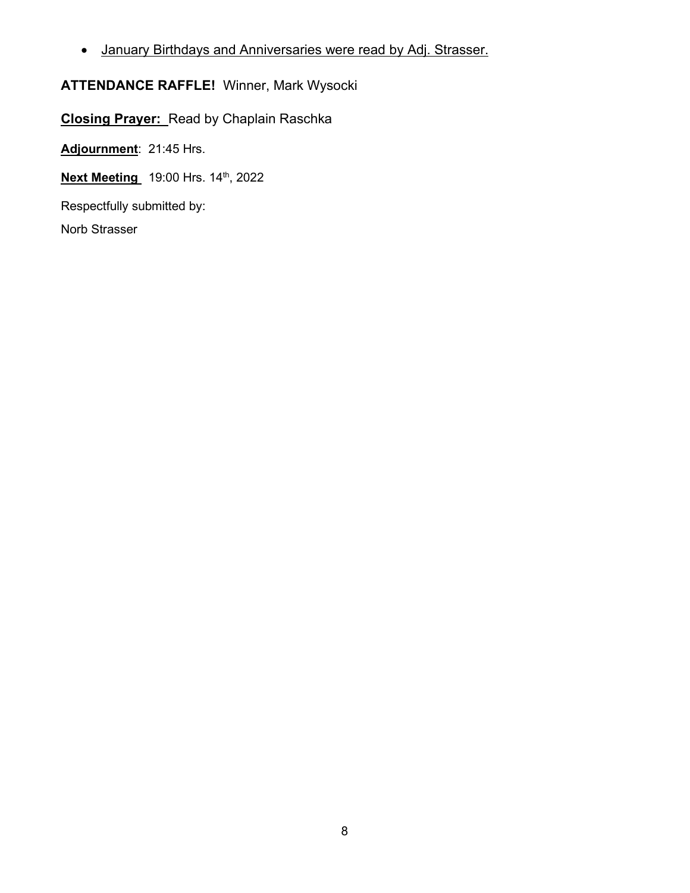- January Birthdays and Anniversaries were read by Adj. Strasser.

**ATTENDANCE RAFFLE!** Winner, Mark Wysocki

**Closing Prayer:** Read by Chaplain Raschka

**Adjournment**: 21:45 Hrs.

**Next Meeting** 19:00 Hrs. 14th, 2022

Respectfully submitted by:

Norb Strasser